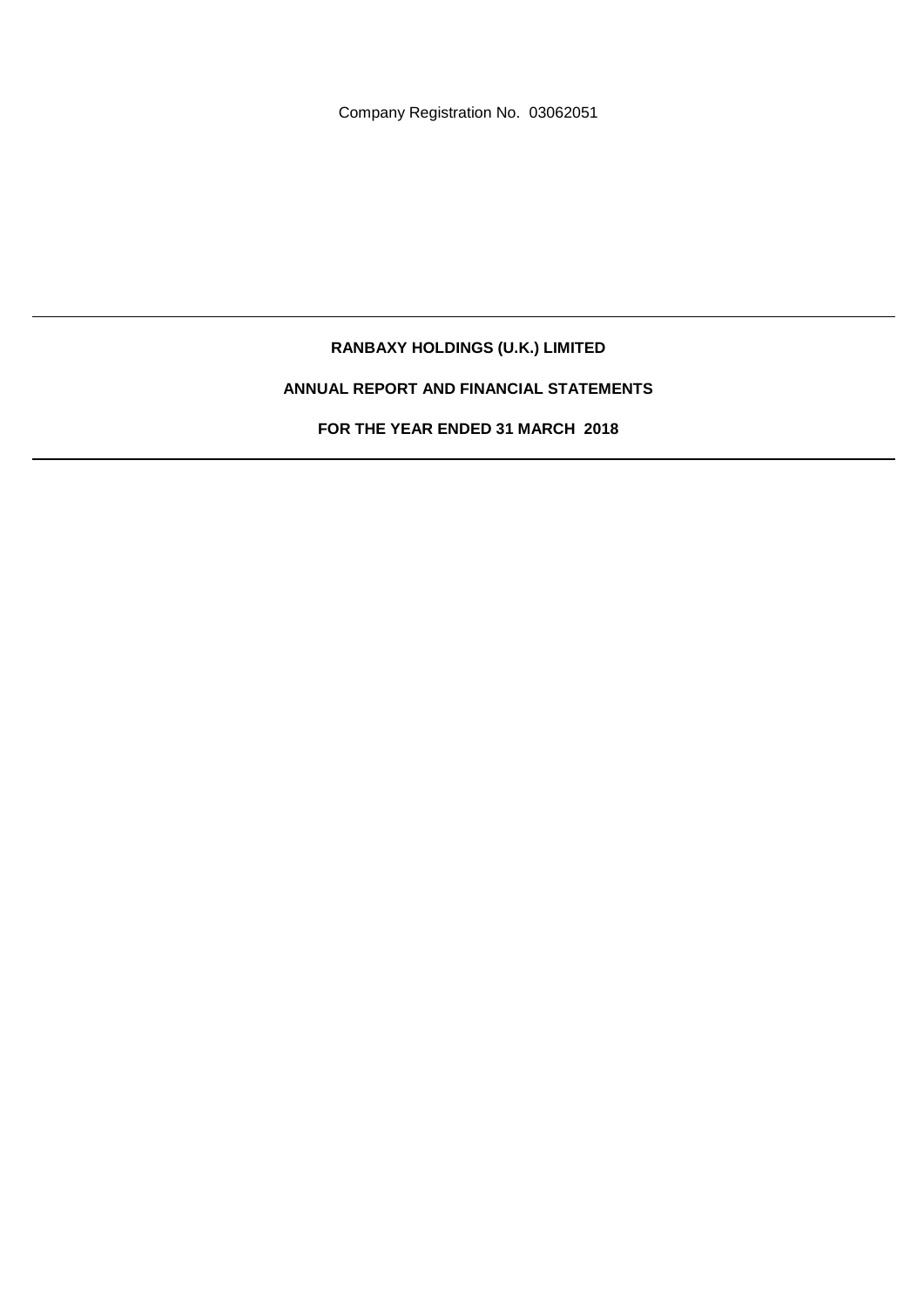Company Registration No. 03062051

# RANBAXY HOLDINGS (U.K.) LIMITED

## ANNUAL REPORT AND FINANCIAL STATEMENTS

## FOR THE YEAR ENDED 31 MARCH 2018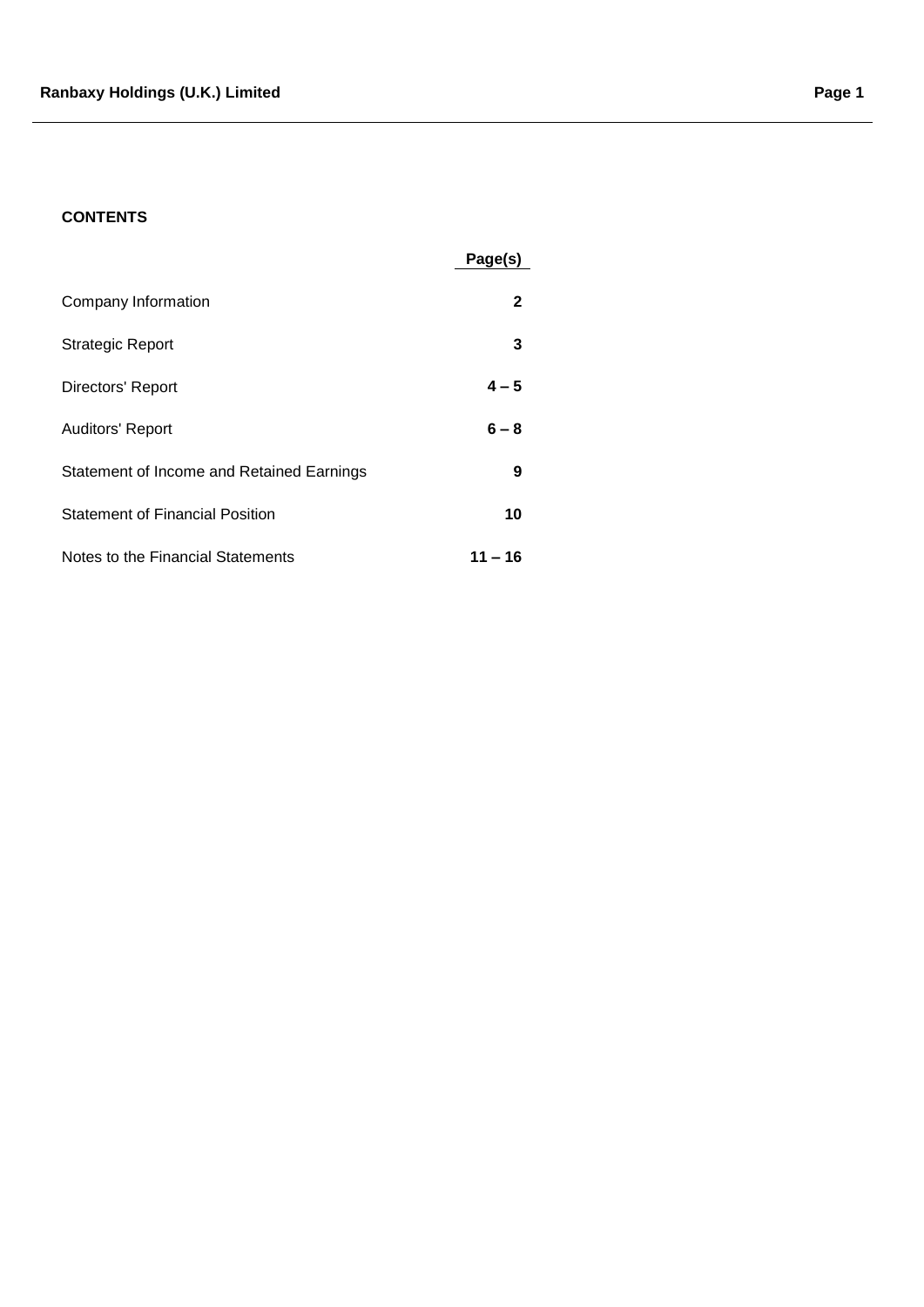## CONTENTS

| | Page(s) |
|---|---|
| Company Information | 2 |
| Strategic Report | 3 |
| Directors' Report | 4 – 5 |
| Auditors' Report | 6 – 8 |
| Statement of Income and Retained Earnings | 9 |
| Statement of Financial Position | 10 |
| Notes to the Financial Statements | 11 – 16 |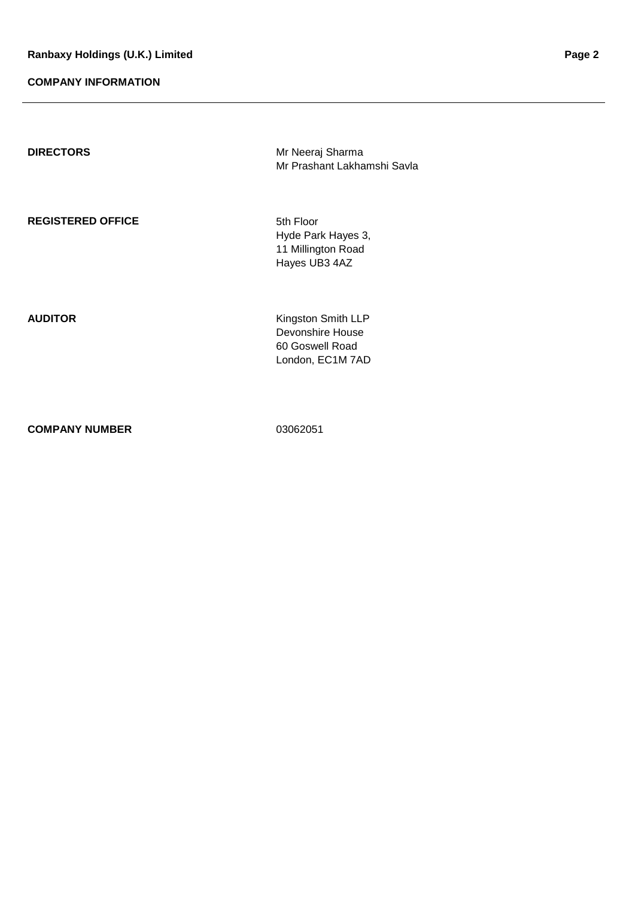## COMPANY INFORMATION

| | |
|---|---|
| **DIRECTORS** | Mr Neeraj Sharma<br>Mr Prashant Lakhamshi Savla |
| **REGISTERED OFFICE** | 5th Floor<br>Hyde Park Hayes 3,<br>11 Millington Road<br>Hayes UB3 4AZ |
| **AUDITOR** | Kingston Smith LLP<br>Devonshire House<br>60 Goswell Road<br>London, EC1M 7AD |
| **COMPANY NUMBER** | 03062051 |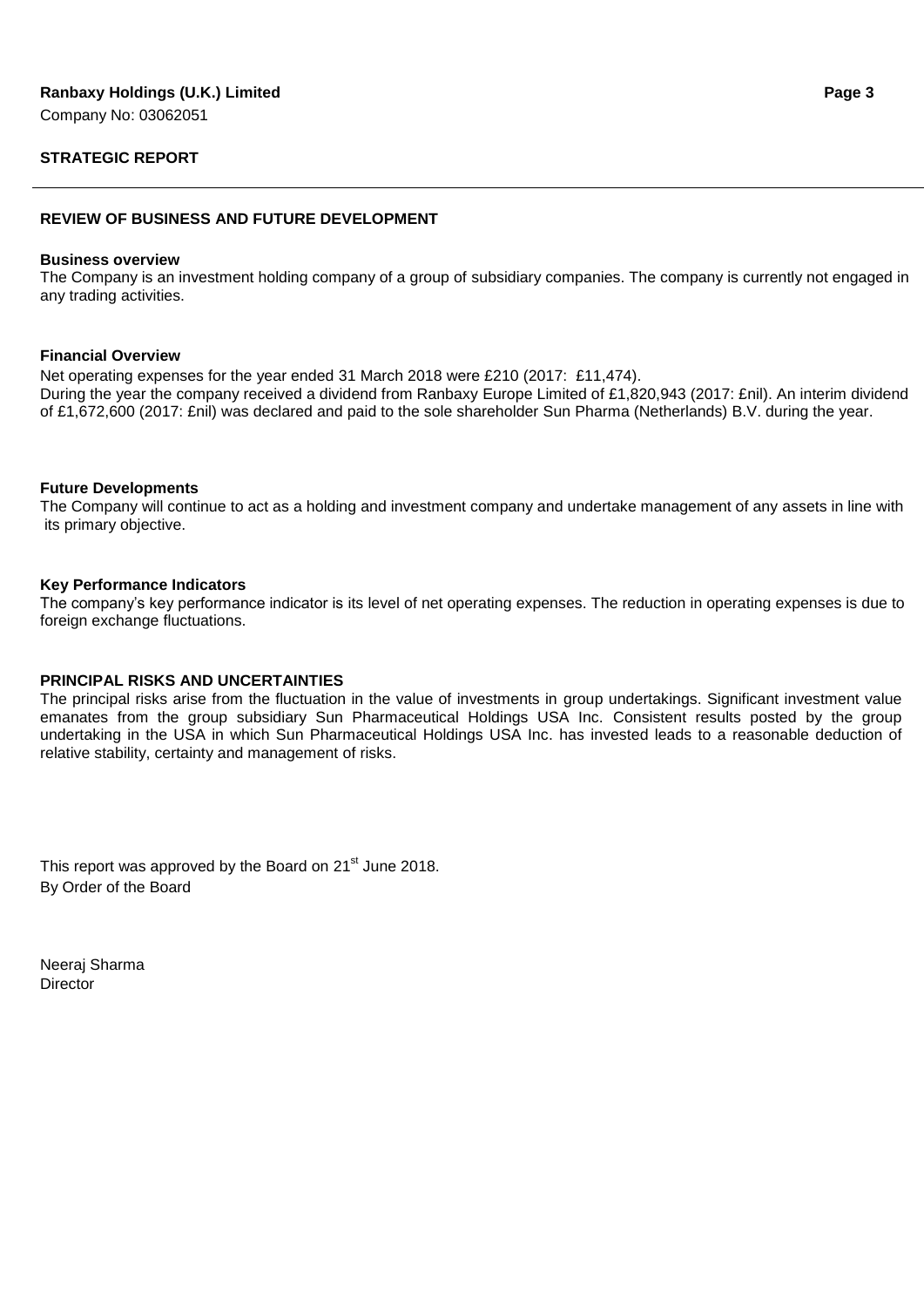Ranbaxy Holdings (U.K.) Limited

Company No: 03062051

## STRATEGIC REPORT

### REVIEW OF BUSINESS AND FUTURE DEVELOPMENT

**Business overview**

The Company is an investment holding company of a group of subsidiary companies. The company is currently not engaged in any trading activities.

**Financial Overview**

Net operating expenses for the year ended 31 March 2018 were £210 (2017: £11,474).

During the year the company received a dividend from Ranbaxy Europe Limited of £1,820,943 (2017: £nil). An interim dividend of £1,672,600 (2017: £nil) was declared and paid to the sole shareholder Sun Pharma (Netherlands) B.V. during the year.

**Future Developments**

The Company will continue to act as a holding and investment company and undertake management of any assets in line with its primary objective.

**Key Performance Indicators**

The company's key performance indicator is its level of net operating expenses. The reduction in operating expenses is due to foreign exchange fluctuations.

### PRINCIPAL RISKS AND UNCERTAINTIES

The principal risks arise from the fluctuation in the value of investments in group undertakings. Significant investment value emanates from the group subsidiary Sun Pharmaceutical Holdings USA Inc. Consistent results posted by the group undertaking in the USA in which Sun Pharmaceutical Holdings USA Inc. has invested leads to a reasonable deduction of relative stability, certainty and management of risks.

This report was approved by the Board on 21st June 2018.

By Order of the Board

Neeraj Sharma

Director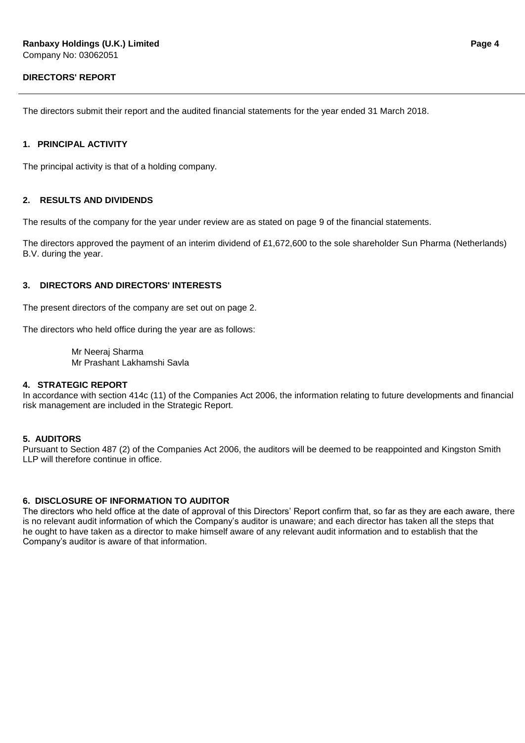**Ranbaxy Holdings (U.K.) Limited**
Company No: 03062051

## DIRECTORS' REPORT

The directors submit their report and the audited financial statements for the year ended 31 March 2018.

### 1. PRINCIPAL ACTIVITY

The principal activity is that of a holding company.

### 2. RESULTS AND DIVIDENDS

The results of the company for the year under review are as stated on page 9 of the financial statements.

The directors approved the payment of an interim dividend of £1,672,600 to the sole shareholder Sun Pharma (Netherlands) B.V. during the year.

### 3. DIRECTORS AND DIRECTORS' INTERESTS

The present directors of the company are set out on page 2.

The directors who held office during the year are as follows:

Mr Neeraj Sharma
Mr Prashant Lakhamshi Savla

### 4. STRATEGIC REPORT

In accordance with section 414c (11) of the Companies Act 2006, the information relating to future developments and financial risk management are included in the Strategic Report.

### 5. AUDITORS

Pursuant to Section 487 (2) of the Companies Act 2006, the auditors will be deemed to be reappointed and Kingston Smith LLP will therefore continue in office.

### 6. DISCLOSURE OF INFORMATION TO AUDITOR

The directors who held office at the date of approval of this Directors' Report confirm that, so far as they are each aware, there is no relevant audit information of which the Company's auditor is unaware; and each director has taken all the steps that he ought to have taken as a director to make himself aware of any relevant audit information and to establish that the Company's auditor is aware of that information.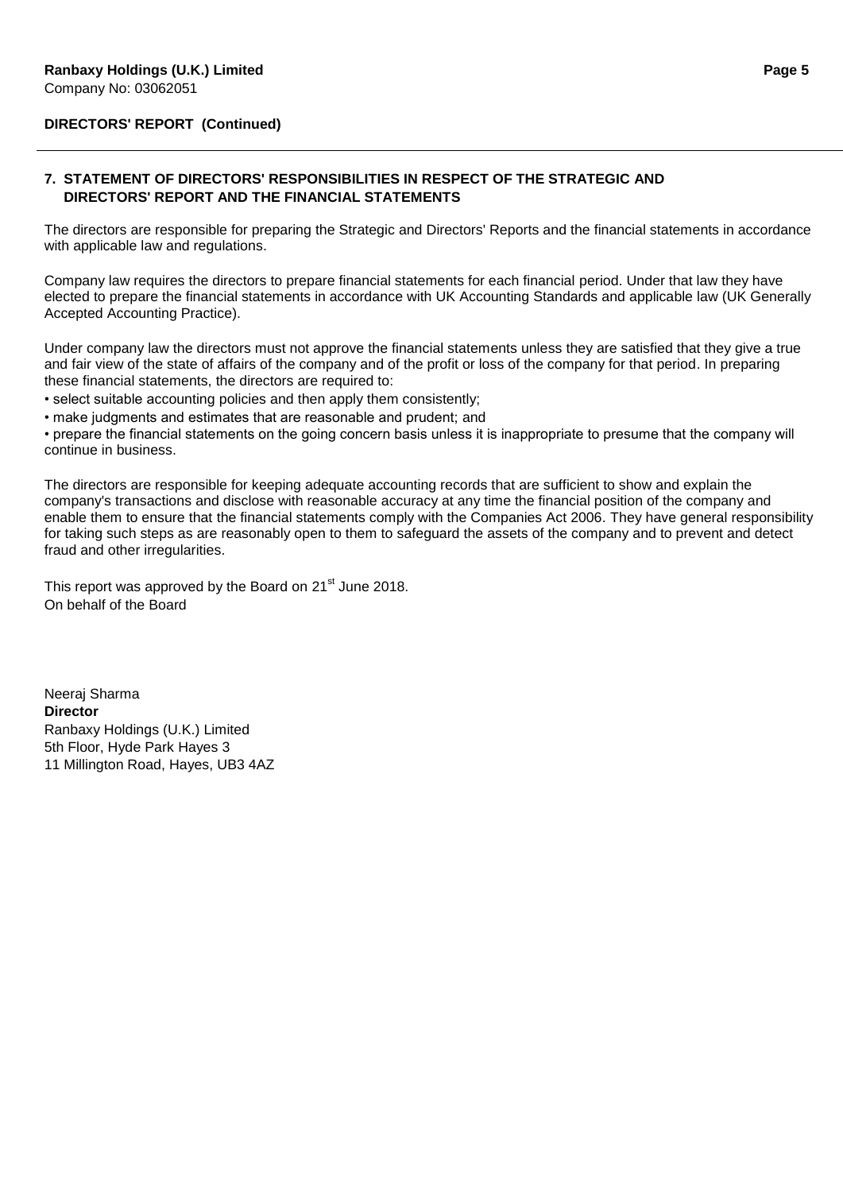**DIRECTORS' REPORT (Continued)**

### 7. STATEMENT OF DIRECTORS' RESPONSIBILITIES IN RESPECT OF THE STRATEGIC AND DIRECTORS' REPORT AND THE FINANCIAL STATEMENTS

The directors are responsible for preparing the Strategic and Directors' Reports and the financial statements in accordance with applicable law and regulations.

Company law requires the directors to prepare financial statements for each financial period. Under that law they have elected to prepare the financial statements in accordance with UK Accounting Standards and applicable law (UK Generally Accepted Accounting Practice).

Under company law the directors must not approve the financial statements unless they are satisfied that they give a true and fair view of the state of affairs of the company and of the profit or loss of the company for that period. In preparing these financial statements, the directors are required to:

- select suitable accounting policies and then apply them consistently;
- make judgments and estimates that are reasonable and prudent; and
- prepare the financial statements on the going concern basis unless it is inappropriate to presume that the company will continue in business.

The directors are responsible for keeping adequate accounting records that are sufficient to show and explain the company's transactions and disclose with reasonable accuracy at any time the financial position of the company and enable them to ensure that the financial statements comply with the Companies Act 2006. They have general responsibility for taking such steps as are reasonably open to them to safeguard the assets of the company and to prevent and detect fraud and other irregularities.

This report was approved by the Board on 21st June 2018.
On behalf of the Board

Neeraj Sharma
**Director**
Ranbaxy Holdings (U.K.) Limited
5th Floor, Hyde Park Hayes 3
11 Millington Road, Hayes, UB3 4AZ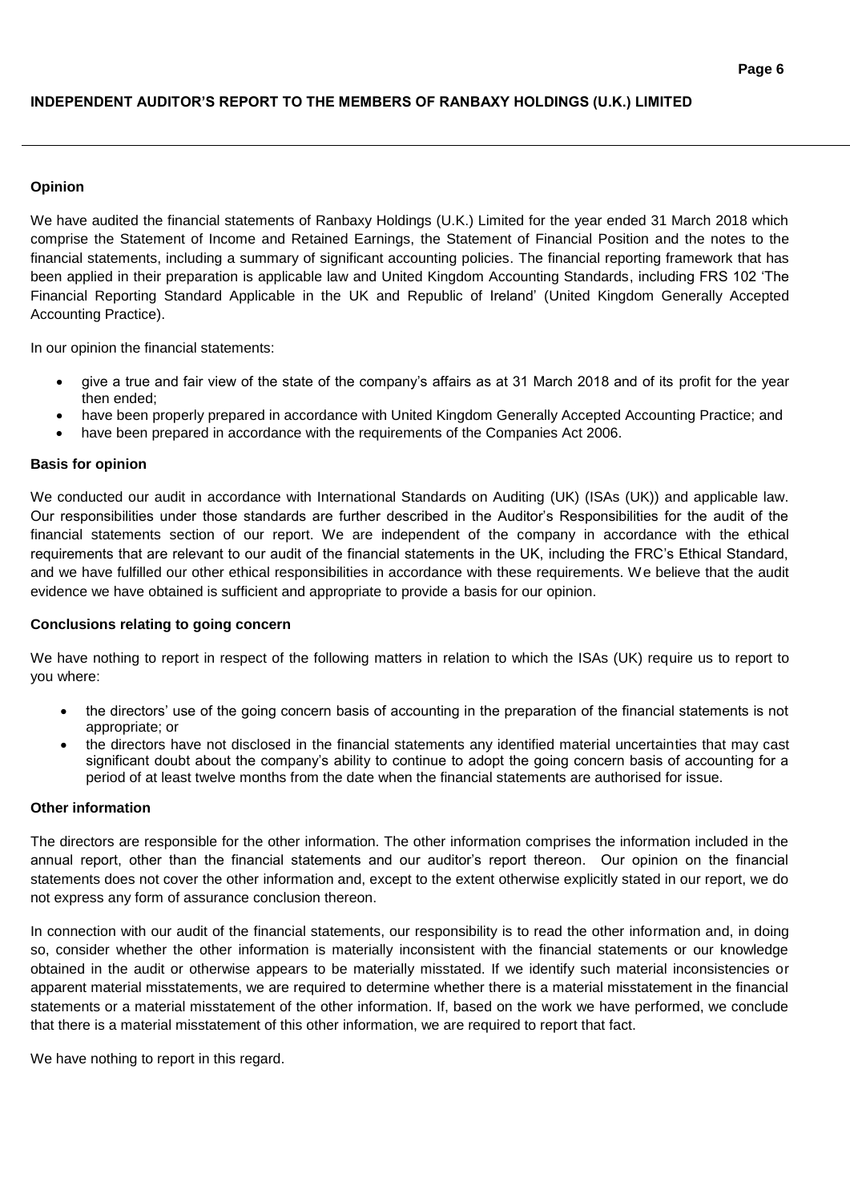## INDEPENDENT AUDITOR'S REPORT TO THE MEMBERS OF RANBAXY HOLDINGS (U.K.) LIMITED

### Opinion

We have audited the financial statements of Ranbaxy Holdings (U.K.) Limited for the year ended 31 March 2018 which comprise the Statement of Income and Retained Earnings, the Statement of Financial Position and the notes to the financial statements, including a summary of significant accounting policies. The financial reporting framework that has been applied in their preparation is applicable law and United Kingdom Accounting Standards, including FRS 102 'The Financial Reporting Standard Applicable in the UK and Republic of Ireland' (United Kingdom Generally Accepted Accounting Practice).

In our opinion the financial statements:

- give a true and fair view of the state of the company's affairs as at 31 March 2018 and of its profit for the year then ended;
- have been properly prepared in accordance with United Kingdom Generally Accepted Accounting Practice; and
- have been prepared in accordance with the requirements of the Companies Act 2006.

### Basis for opinion

We conducted our audit in accordance with International Standards on Auditing (UK) (ISAs (UK)) and applicable law. Our responsibilities under those standards are further described in the Auditor's Responsibilities for the audit of the financial statements section of our report. We are independent of the company in accordance with the ethical requirements that are relevant to our audit of the financial statements in the UK, including the FRC's Ethical Standard, and we have fulfilled our other ethical responsibilities in accordance with these requirements. We believe that the audit evidence we have obtained is sufficient and appropriate to provide a basis for our opinion.

### Conclusions relating to going concern

We have nothing to report in respect of the following matters in relation to which the ISAs (UK) require us to report to you where:

- the directors' use of the going concern basis of accounting in the preparation of the financial statements is not appropriate; or
- the directors have not disclosed in the financial statements any identified material uncertainties that may cast significant doubt about the company's ability to continue to adopt the going concern basis of accounting for a period of at least twelve months from the date when the financial statements are authorised for issue.

### Other information

The directors are responsible for the other information. The other information comprises the information included in the annual report, other than the financial statements and our auditor's report thereon. Our opinion on the financial statements does not cover the other information and, except to the extent otherwise explicitly stated in our report, we do not express any form of assurance conclusion thereon.

In connection with our audit of the financial statements, our responsibility is to read the other information and, in doing so, consider whether the other information is materially inconsistent with the financial statements or our knowledge obtained in the audit or otherwise appears to be materially misstated. If we identify such material inconsistencies or apparent material misstatements, we are required to determine whether there is a material misstatement in the financial statements or a material misstatement of the other information. If, based on the work we have performed, we conclude that there is a material misstatement of this other information, we are required to report that fact.

We have nothing to report in this regard.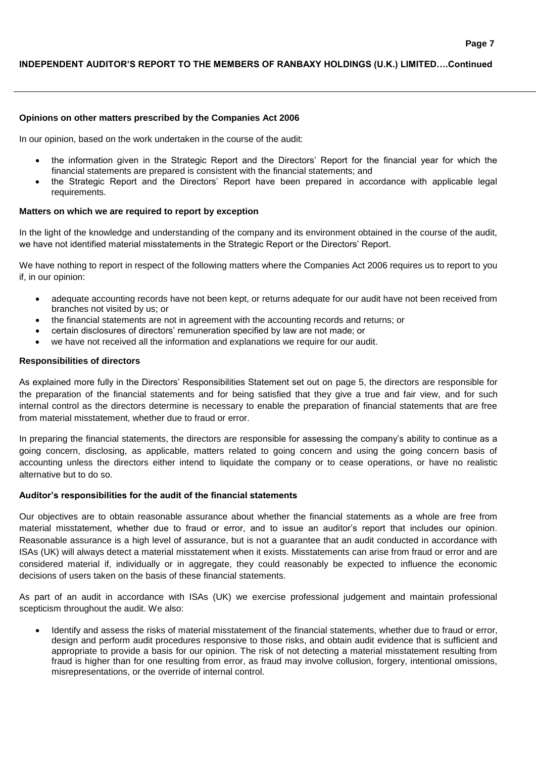### Opinions on other matters prescribed by the Companies Act 2006

In our opinion, based on the work undertaken in the course of the audit:

- the information given in the Strategic Report and the Directors' Report for the financial year for which the financial statements are prepared is consistent with the financial statements; and
- the Strategic Report and the Directors' Report have been prepared in accordance with applicable legal requirements.

### Matters on which we are required to report by exception

In the light of the knowledge and understanding of the company and its environment obtained in the course of the audit, we have not identified material misstatements in the Strategic Report or the Directors' Report.

We have nothing to report in respect of the following matters where the Companies Act 2006 requires us to report to you if, in our opinion:

- adequate accounting records have not been kept, or returns adequate for our audit have not been received from branches not visited by us; or
- the financial statements are not in agreement with the accounting records and returns; or
- certain disclosures of directors' remuneration specified by law are not made; or
- we have not received all the information and explanations we require for our audit.

### Responsibilities of directors

As explained more fully in the Directors' Responsibilities Statement set out on page 5, the directors are responsible for the preparation of the financial statements and for being satisfied that they give a true and fair view, and for such internal control as the directors determine is necessary to enable the preparation of financial statements that are free from material misstatement, whether due to fraud or error.

In preparing the financial statements, the directors are responsible for assessing the company's ability to continue as a going concern, disclosing, as applicable, matters related to going concern and using the going concern basis of accounting unless the directors either intend to liquidate the company or to cease operations, or have no realistic alternative but to do so.

### Auditor's responsibilities for the audit of the financial statements

Our objectives are to obtain reasonable assurance about whether the financial statements as a whole are free from material misstatement, whether due to fraud or error, and to issue an auditor's report that includes our opinion. Reasonable assurance is a high level of assurance, but is not a guarantee that an audit conducted in accordance with ISAs (UK) will always detect a material misstatement when it exists. Misstatements can arise from fraud or error and are considered material if, individually or in aggregate, they could reasonably be expected to influence the economic decisions of users taken on the basis of these financial statements.

As part of an audit in accordance with ISAs (UK) we exercise professional judgement and maintain professional scepticism throughout the audit. We also:

- Identify and assess the risks of material misstatement of the financial statements, whether due to fraud or error, design and perform audit procedures responsive to those risks, and obtain audit evidence that is sufficient and appropriate to provide a basis for our opinion. The risk of not detecting a material misstatement resulting from fraud is higher than for one resulting from error, as fraud may involve collusion, forgery, intentional omissions, misrepresentations, or the override of internal control.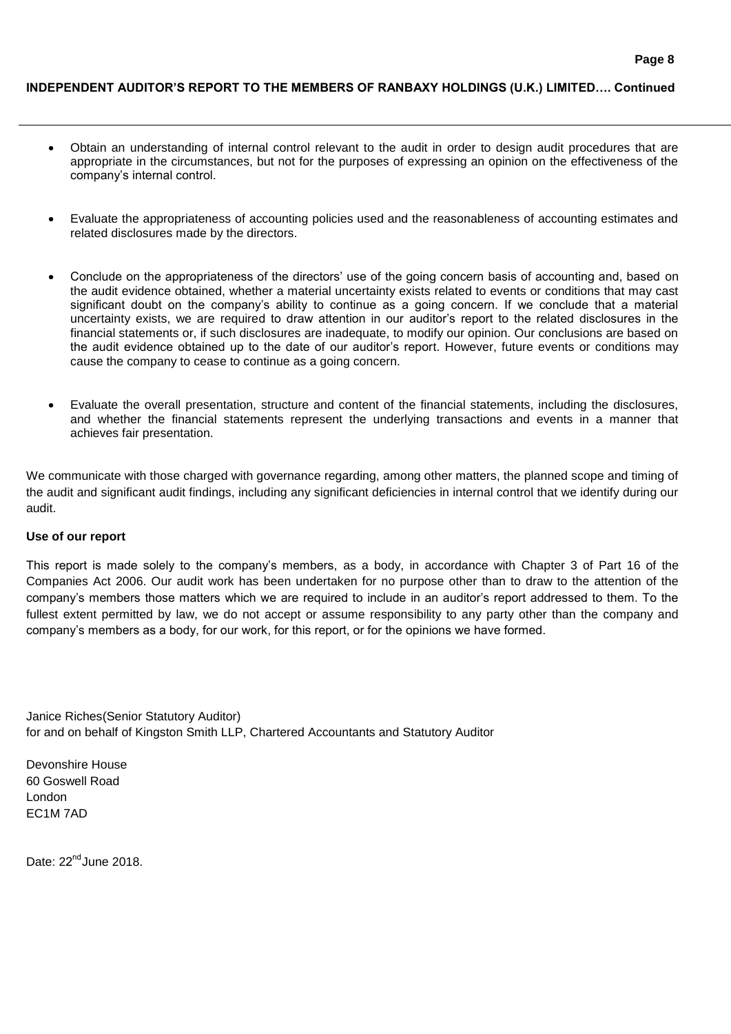- Obtain an understanding of internal control relevant to the audit in order to design audit procedures that are appropriate in the circumstances, but not for the purposes of expressing an opinion on the effectiveness of the company's internal control.

- Evaluate the appropriateness of accounting policies used and the reasonableness of accounting estimates and related disclosures made by the directors.

- Conclude on the appropriateness of the directors' use of the going concern basis of accounting and, based on the audit evidence obtained, whether a material uncertainty exists related to events or conditions that may cast significant doubt on the company's ability to continue as a going concern. If we conclude that a material uncertainty exists, we are required to draw attention in our auditor's report to the related disclosures in the financial statements or, if such disclosures are inadequate, to modify our opinion. Our conclusions are based on the audit evidence obtained up to the date of our auditor's report. However, future events or conditions may cause the company to cease to continue as a going concern.

- Evaluate the overall presentation, structure and content of the financial statements, including the disclosures, and whether the financial statements represent the underlying transactions and events in a manner that achieves fair presentation.

We communicate with those charged with governance regarding, among other matters, the planned scope and timing of the audit and significant audit findings, including any significant deficiencies in internal control that we identify during our audit.

**Use of our report**

This report is made solely to the company's members, as a body, in accordance with Chapter 3 of Part 16 of the Companies Act 2006. Our audit work has been undertaken for no purpose other than to draw to the attention of the company's members those matters which we are required to include in an auditor's report addressed to them. To the fullest extent permitted by law, we do not accept or assume responsibility to any party other than the company and company's members as a body, for our work, for this report, or for the opinions we have formed.

Janice Riches(Senior Statutory Auditor)
for and on behalf of Kingston Smith LLP, Chartered Accountants and Statutory Auditor

Devonshire House
60 Goswell Road
London
EC1M 7AD

Date: 22nd June 2018.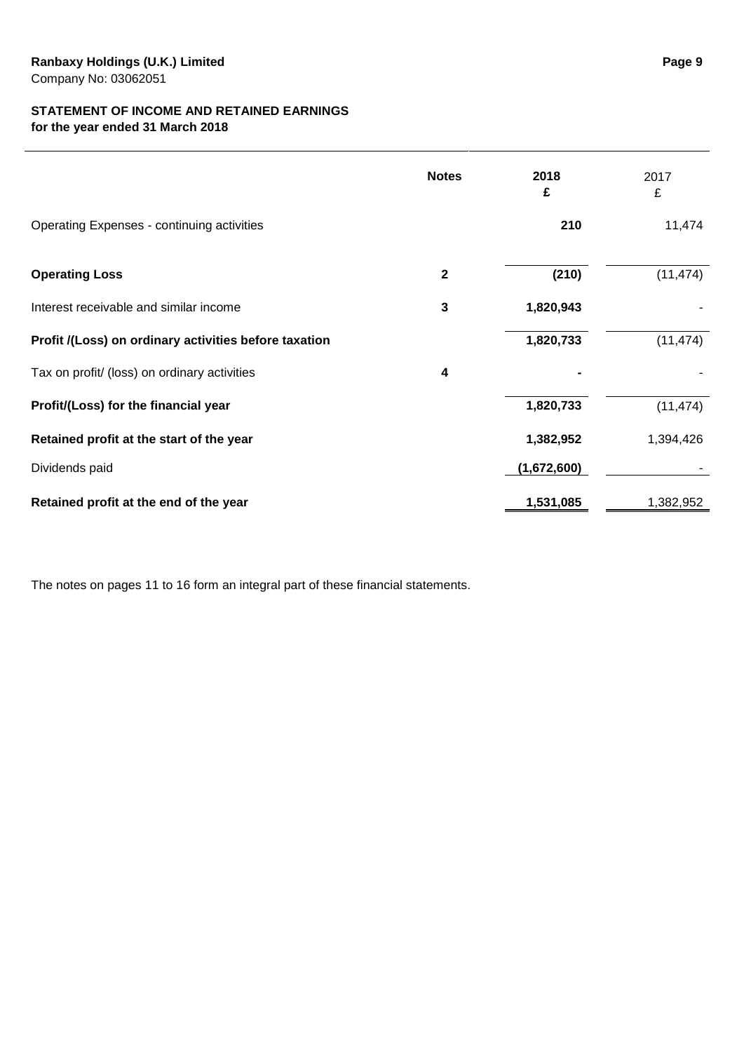**Ranbaxy Holdings (U.K.) Limited**
Company No: 03062051

**STATEMENT OF INCOME AND RETAINED EARNINGS**
**for the year ended 31 March 2018**

| | Notes | 2018 £ | 2017 £ |
|---|---|---|---|
| Operating Expenses - continuing activities | | **210** | 11,474 |
| **Operating Loss** | **2** | **(210)** | (11,474) |
| Interest receivable and similar income | **3** | **1,820,943** | - |
| **Profit /(Loss) on ordinary activities before taxation** | | **1,820,733** | (11,474) |
| Tax on profit/ (loss) on ordinary activities | **4** | **-** | - |
| **Profit/(Loss) for the financial year** | | **1,820,733** | (11,474) |
| **Retained profit at the start of the year** | | **1,382,952** | 1,394,426 |
| Dividends paid | | **(1,672,600)** | - |
| **Retained profit at the end of the year** | | **1,531,085** | 1,382,952 |

The notes on pages 11 to 16 form an integral part of these financial statements.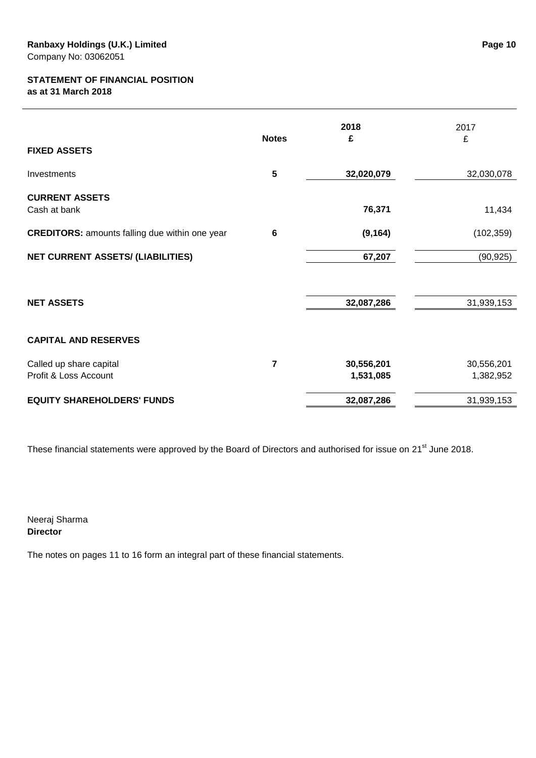**Ranbaxy Holdings (U.K.) Limited**
Company No: 03062051

**STATEMENT OF FINANCIAL POSITION**
**as at 31 March 2018**

| | Notes | 2018 £ | 2017 £ |
|---|---|---|---|
| **FIXED ASSETS** | | | |
| Investments | **5** | **32,020,079** | 32,030,078 |
| **CURRENT ASSETS** | | | |
| Cash at bank | | **76,371** | 11,434 |
| **CREDITORS:** amounts falling due within one year | **6** | **(9,164)** | (102,359) |
| **NET CURRENT ASSETS/ (LIABILITIES)** | | **67,207** | (90,925) |
| **NET ASSETS** | | **32,087,286** | 31,939,153 |
| **CAPITAL AND RESERVES** | | | |
| Called up share capital | **7** | **30,556,201** | 30,556,201 |
| Profit & Loss Account | | **1,531,085** | 1,382,952 |
| **EQUITY SHAREHOLDERS' FUNDS** | | **32,087,286** | 31,939,153 |

These financial statements were approved by the Board of Directors and authorised for issue on 21st June 2018.

Neeraj Sharma
**Director**

The notes on pages 11 to 16 form an integral part of these financial statements.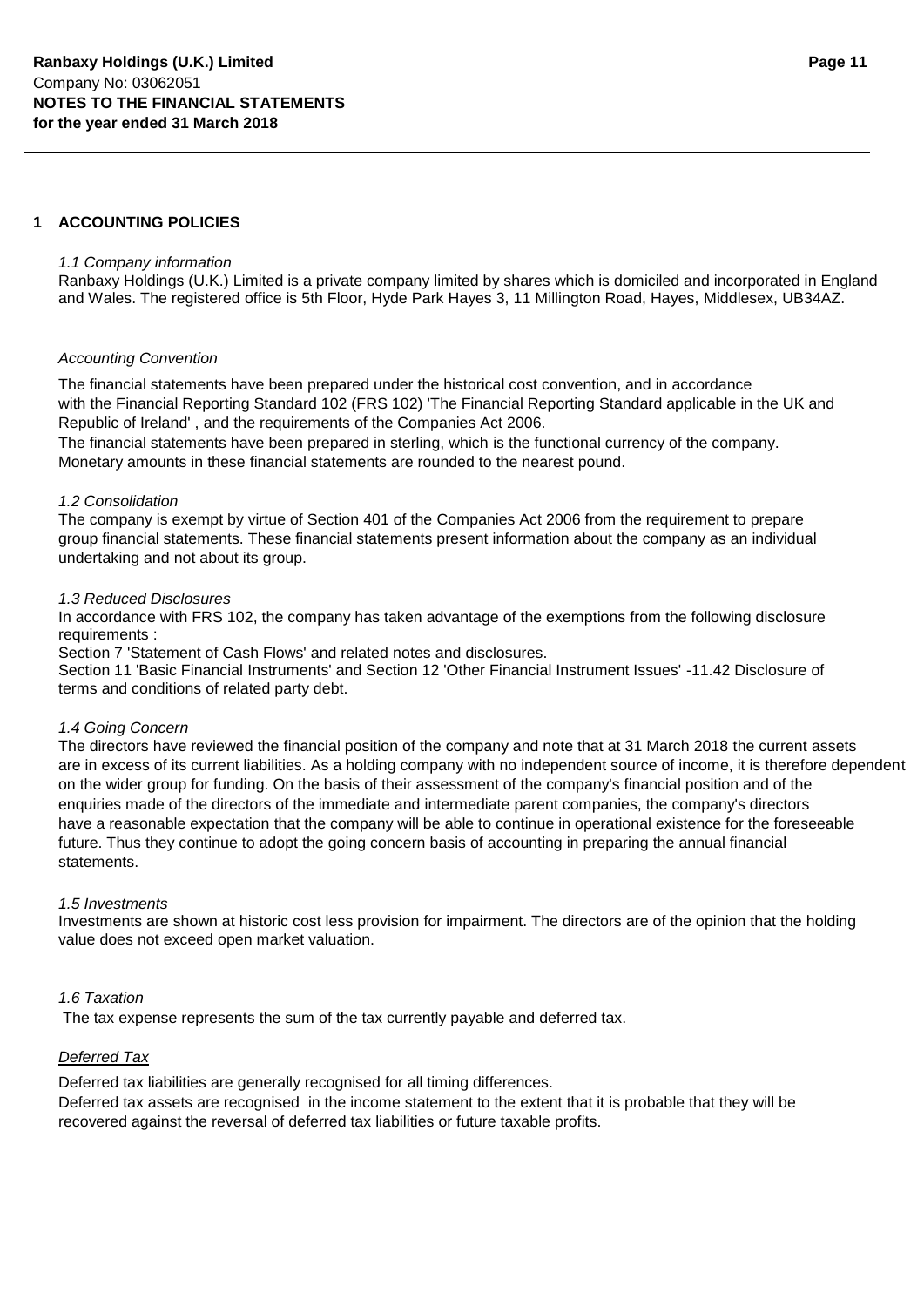## 1 ACCOUNTING POLICIES

*1.1 Company information*

Ranbaxy Holdings (U.K.) Limited is a private company limited by shares which is domiciled and incorporated in England and Wales. The registered office is 5th Floor, Hyde Park Hayes 3, 11 Millington Road, Hayes, Middlesex, UB34AZ.

*Accounting Convention*

The financial statements have been prepared under the historical cost convention, and in accordance with the Financial Reporting Standard 102 (FRS 102) 'The Financial Reporting Standard applicable in the UK and Republic of Ireland' , and the requirements of the Companies Act 2006.

The financial statements have been prepared in sterling, which is the functional currency of the company. Monetary amounts in these financial statements are rounded to the nearest pound.

*1.2 Consolidation*

The company is exempt by virtue of Section 401 of the Companies Act 2006 from the requirement to prepare group financial statements. These financial statements present information about the company as an individual undertaking and not about its group.

*1.3 Reduced Disclosures*

In accordance with FRS 102, the company has taken advantage of the exemptions from the following disclosure requirements :

Section 7 'Statement of Cash Flows' and related notes and disclosures.

Section 11 'Basic Financial Instruments' and Section 12 'Other Financial Instrument Issues' -11.42 Disclosure of terms and conditions of related party debt.

*1.4 Going Concern*

The directors have reviewed the financial position of the company and note that at 31 March 2018 the current assets are in excess of its current liabilities. As a holding company with no independent source of income, it is therefore dependent on the wider group for funding. On the basis of their assessment of the company's financial position and of the enquiries made of the directors of the immediate and intermediate parent companies, the company's directors have a reasonable expectation that the company will be able to continue in operational existence for the foreseeable future. Thus they continue to adopt the going concern basis of accounting in preparing the annual financial statements.

*1.5 Investments*

Investments are shown at historic cost less provision for impairment. The directors are of the opinion that the holding value does not exceed open market valuation.

*1.6 Taxation*

The tax expense represents the sum of the tax currently payable and deferred tax.

*Deferred Tax*

Deferred tax liabilities are generally recognised for all timing differences.

Deferred tax assets are recognised in the income statement to the extent that it is probable that they will be recovered against the reversal of deferred tax liabilities or future taxable profits.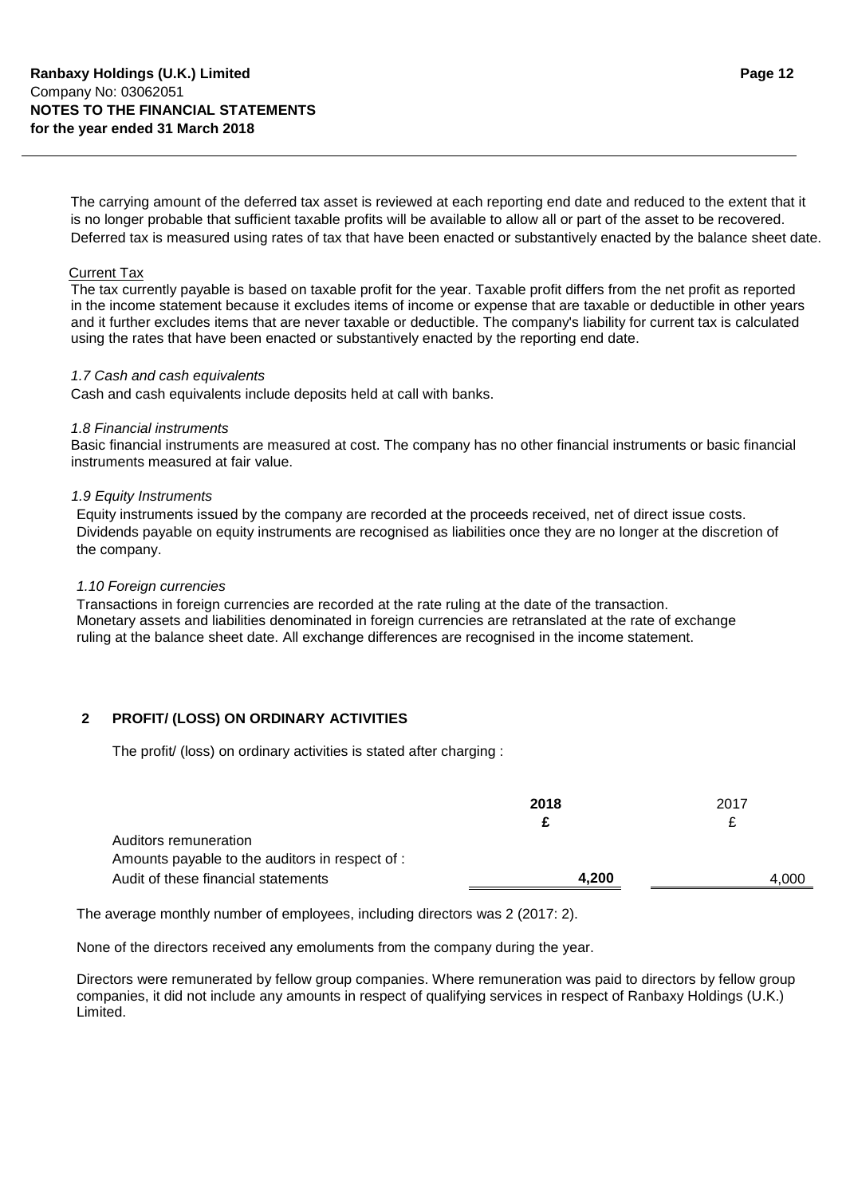The carrying amount of the deferred tax asset is reviewed at each reporting end date and reduced to the extent that it is no longer probable that sufficient taxable profits will be available to allow all or part of the asset to be recovered. Deferred tax is measured using rates of tax that have been enacted or substantively enacted by the balance sheet date.

Current Tax

The tax currently payable is based on taxable profit for the year. Taxable profit differs from the net profit as reported in the income statement because it excludes items of income or expense that are taxable or deductible in other years and it further excludes items that are never taxable or deductible. The company's liability for current tax is calculated using the rates that have been enacted or substantively enacted by the reporting end date.

*1.7 Cash and cash equivalents*

Cash and cash equivalents include deposits held at call with banks.

*1.8 Financial instruments*

Basic financial instruments are measured at cost. The company has no other financial instruments or basic financial instruments measured at fair value.

*1.9 Equity Instruments*

Equity instruments issued by the company are recorded at the proceeds received, net of direct issue costs. Dividends payable on equity instruments are recognised as liabilities once they are no longer at the discretion of the company.

*1.10 Foreign currencies*

Transactions in foreign currencies are recorded at the rate ruling at the date of the transaction. Monetary assets and liabilities denominated in foreign currencies are retranslated at the rate of exchange ruling at the balance sheet date. All exchange differences are recognised in the income statement.

## 2 PROFIT/ (LOSS) ON ORDINARY ACTIVITIES

The profit/ (loss) on ordinary activities is stated after charging :

| | **2018** | 2017 |
|---|---|---|
| | **£** | £ |
| Auditors remuneration | | |
| Amounts payable to the auditors in respect of : | | |
| Audit of these financial statements | **4,200** | 4,000 |

The average monthly number of employees, including directors was 2 (2017: 2).

None of the directors received any emoluments from the company during the year.

Directors were remunerated by fellow group companies. Where remuneration was paid to directors by fellow group companies, it did not include any amounts in respect of qualifying services in respect of Ranbaxy Holdings (U.K.) Limited.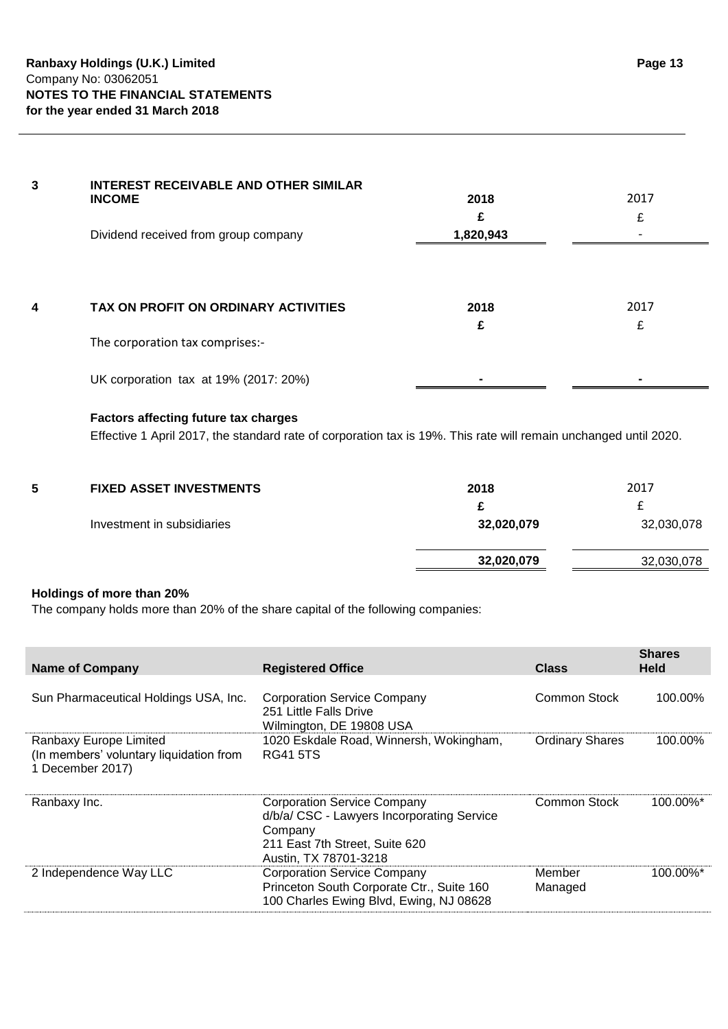### 3 INTEREST RECEIVABLE AND OTHER SIMILAR INCOME

| | 2018 | 2017 |
|---|---|---|
| | £ | £ |
| Dividend received from group company | 1,820,943 | - |

### 4 TAX ON PROFIT ON ORDINARY ACTIVITIES

| | 2018 | 2017 |
|---|---|---|
| | £ | £ |
| The corporation tax comprises:- | | |
| UK corporation tax at 19% (2017: 20%) | - | - |

**Factors affecting future tax charges**

Effective 1 April 2017, the standard rate of corporation tax is 19%. This rate will remain unchanged until 2020.

### 5 FIXED ASSET INVESTMENTS

| | 2018 | 2017 |
|---|---|---|
| | £ | £ |
| Investment in subsidiaries | 32,020,079 | 32,030,078 |
| | 32,020,079 | 32,030,078 |

**Holdings of more than 20%**

The company holds more than 20% of the share capital of the following companies:

| Name of Company | Registered Office | Class | Shares Held |
|---|---|---|---|
| Sun Pharmaceutical Holdings USA, Inc. | Corporation Service Company 251 Little Falls Drive Wilmington, DE 19808 USA | Common Stock | 100.00% |
| Ranbaxy Europe Limited (In members' voluntary liquidation from 1 December 2017) | 1020 Eskdale Road, Winnersh, Wokingham, RG41 5TS | Ordinary Shares | 100.00% |
| Ranbaxy Inc. | Corporation Service Company d/b/a/ CSC - Lawyers Incorporating Service Company 211 East 7th Street, Suite 620 Austin, TX 78701-3218 | Common Stock | 100.00%* |
| 2 Independence Way LLC | Corporation Service Company Princeton South Corporate Ctr., Suite 160 100 Charles Ewing Blvd, Ewing, NJ 08628 | Member Managed | 100.00%* |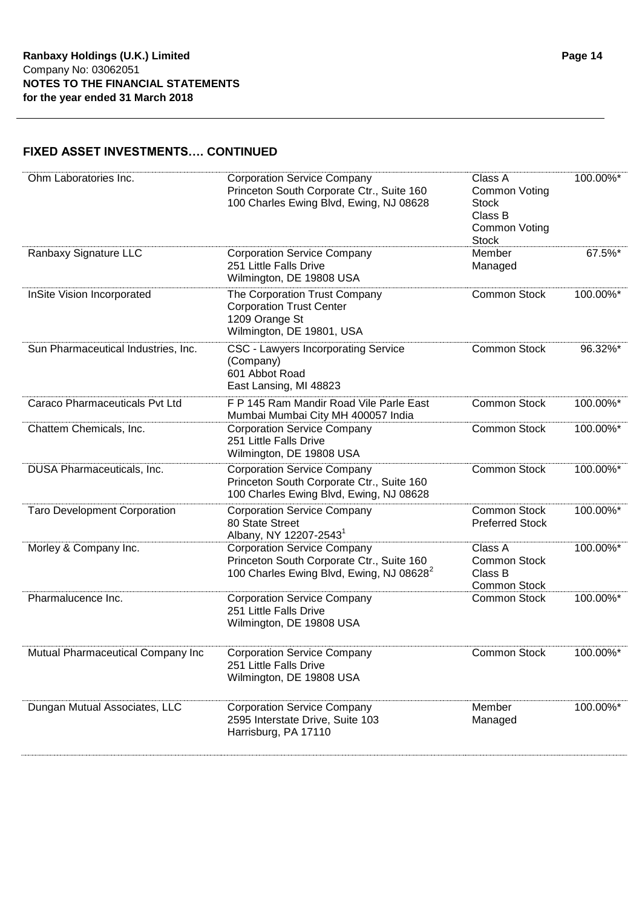## FIXED ASSET INVESTMENTS…. CONTINUED

| | | | |
|---|---|---|---|
| Ohm Laboratories Inc. | Corporation Service Company Princeton South Corporate Ctr., Suite 160 100 Charles Ewing Blvd, Ewing, NJ 08628 | Class A Common Voting Stock Class B Common Voting Stock | 100.00%* |
| Ranbaxy Signature LLC | Corporation Service Company 251 Little Falls Drive Wilmington, DE 19808 USA | Member Managed | 67.5%* |
| InSite Vision Incorporated | The Corporation Trust Company Corporation Trust Center 1209 Orange St Wilmington, DE 19801, USA | Common Stock | 100.00%* |
| Sun Pharmaceutical Industries, Inc. | CSC - Lawyers Incorporating Service (Company) 601 Abbot Road East Lansing, MI 48823 | Common Stock | 96.32%* |
| Caraco Pharmaceuticals Pvt Ltd | F P 145 Ram Mandir Road Vile Parle East Mumbai Mumbai City MH 400057 India | Common Stock | 100.00%* |
| Chattem Chemicals, Inc. | Corporation Service Company 251 Little Falls Drive Wilmington, DE 19808 USA | Common Stock | 100.00%* |
| DUSA Pharmaceuticals, Inc. | Corporation Service Company Princeton South Corporate Ctr., Suite 160 100 Charles Ewing Blvd, Ewing, NJ 08628 | Common Stock | 100.00%* |
| Taro Development Corporation | Corporation Service Company 80 State Street Albany, NY 12207-2543[1] | Common Stock Preferred Stock | 100.00%* |
| Morley & Company Inc. | Corporation Service Company Princeton South Corporate Ctr., Suite 160 100 Charles Ewing Blvd, Ewing, NJ 08628[2] | Class A Common Stock Class B Common Stock | 100.00%* |
| Pharmalucence Inc. | Corporation Service Company 251 Little Falls Drive Wilmington, DE 19808 USA | Common Stock | 100.00%* |
| Mutual Pharmaceutical Company Inc | Corporation Service Company 251 Little Falls Drive Wilmington, DE 19808 USA | Common Stock | 100.00%* |
| Dungan Mutual Associates, LLC | Corporation Service Company 2595 Interstate Drive, Suite 103 Harrisburg, PA 17110 | Member Managed | 100.00%* |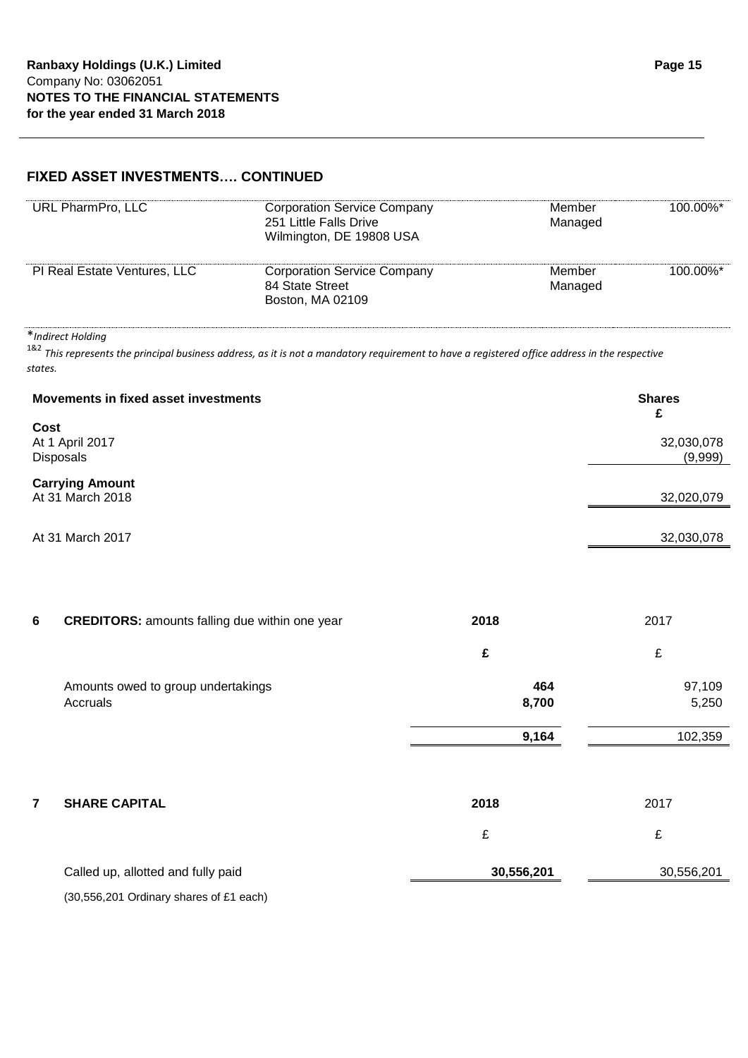## FIXED ASSET INVESTMENTS…. CONTINUED

| | | | |
|---|---|---|---|
| URL PharmPro, LLC | Corporation Service Company<br>251 Little Falls Drive<br>Wilmington, DE 19808 USA | Member Managed | 100.00%* |
| PI Real Estate Ventures, LLC | Corporation Service Company<br>84 State Street<br>Boston, MA 02109 | Member Managed | 100.00%* |

**Indirect Holding*

[1&2] *This represents the principal business address, as it is not a mandatory requirement to have a registered office address in the respective states.*

| **Movements in fixed asset investments** | **Shares £** |
|---|---|
| **Cost** | |
| At 1 April 2017 | 32,030,078 |
| Disposals | (9,999) |
| **Carrying Amount** | |
| At 31 March 2018 | 32,020,079 |
| At 31 March 2017 | 32,030,078 |

## 6 CREDITORS: amounts falling due within one year

| | **2018** | 2017 |
|---|---|---|
| | **£** | £ |
| Amounts owed to group undertakings | **464** | 97,109 |
| Accruals | **8,700** | 5,250 |
| | **9,164** | 102,359 |

## 7 SHARE CAPITAL

| | **2018** | 2017 |
|---|---|---|
| | £ | £ |
| Called up, allotted and fully paid | **30,556,201** | 30,556,201 |

(30,556,201 Ordinary shares of £1 each)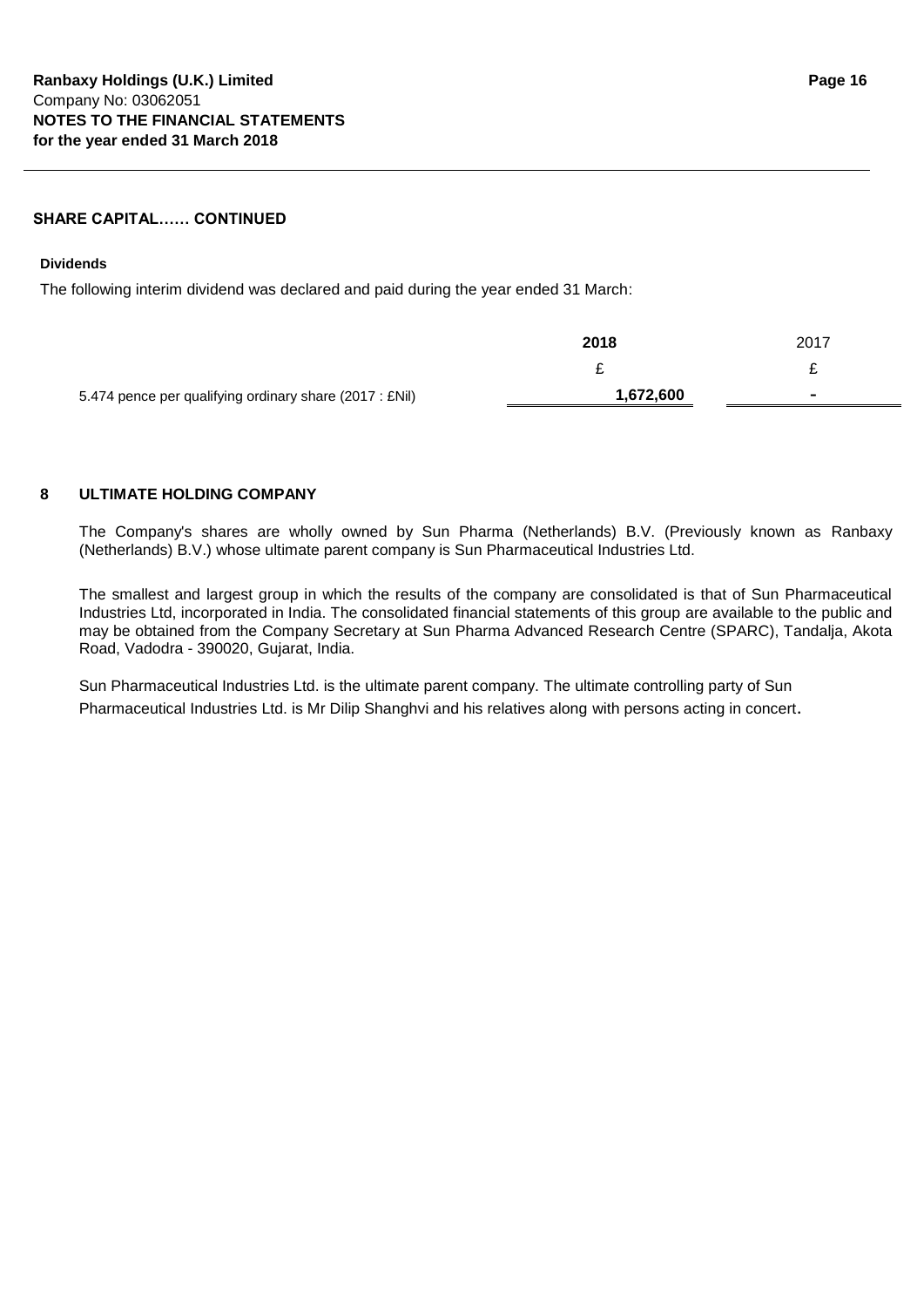## SHARE CAPITAL…… CONTINUED

**Dividends**

The following interim dividend was declared and paid during the year ended 31 March:

| | 2018 | 2017 |
|---|---|---|
| | £ | £ |
| 5.474 pence per qualifying ordinary share (2017 : £Nil) | **1,672,600** | - |

## 8 ULTIMATE HOLDING COMPANY

The Company's shares are wholly owned by Sun Pharma (Netherlands) B.V. (Previously known as Ranbaxy (Netherlands) B.V.) whose ultimate parent company is Sun Pharmaceutical Industries Ltd.

The smallest and largest group in which the results of the company are consolidated is that of Sun Pharmaceutical Industries Ltd, incorporated in India. The consolidated financial statements of this group are available to the public and may be obtained from the Company Secretary at Sun Pharma Advanced Research Centre (SPARC), Tandalja, Akota Road, Vadodra - 390020, Gujarat, India.

Sun Pharmaceutical Industries Ltd. is the ultimate parent company. The ultimate controlling party of Sun Pharmaceutical Industries Ltd. is Mr Dilip Shanghvi and his relatives along with persons acting in concert.